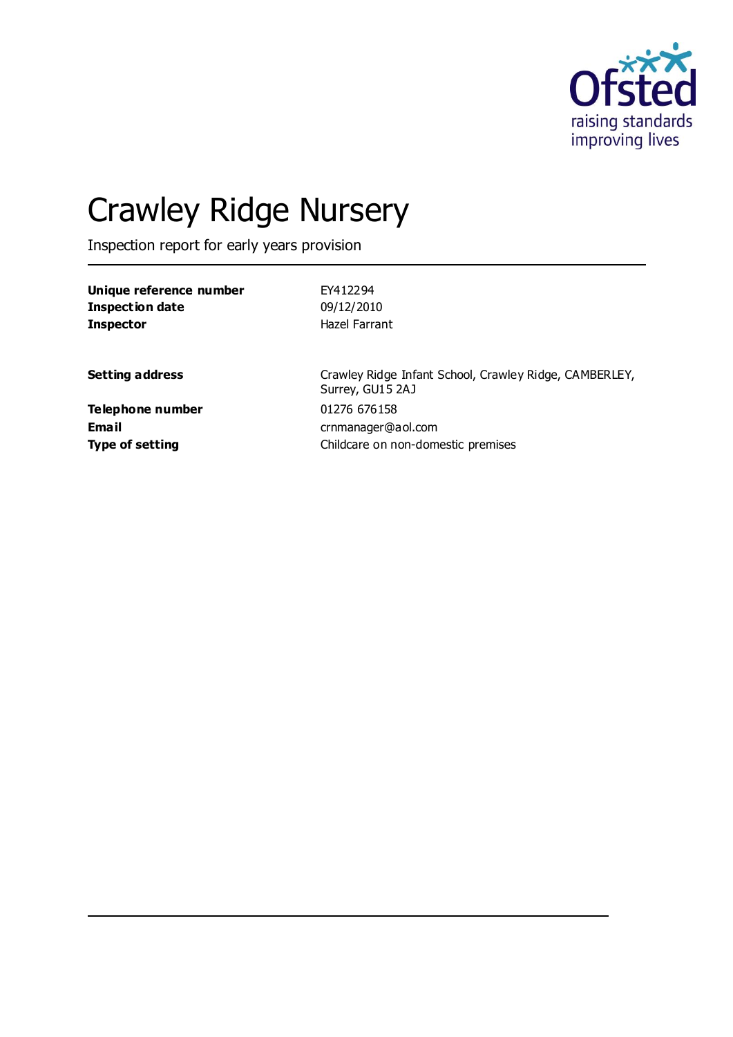# Crawley Ridge Nursery

Inspection report for early years provision

| | |
|---|---|
| **Unique reference number** | EY412294 |
| **Inspection date** | 09/12/2010 |
| **Inspector** | Hazel Farrant |

| | |
|---|---|
| **Setting address** | Crawley Ridge Infant School, Crawley Ridge, CAMBERLEY, Surrey, GU15 2AJ |
| **Telephone number** | 01276 676158 |
| **Email** | crnmanager@aol.com |
| **Type of setting** | Childcare on non-domestic premises |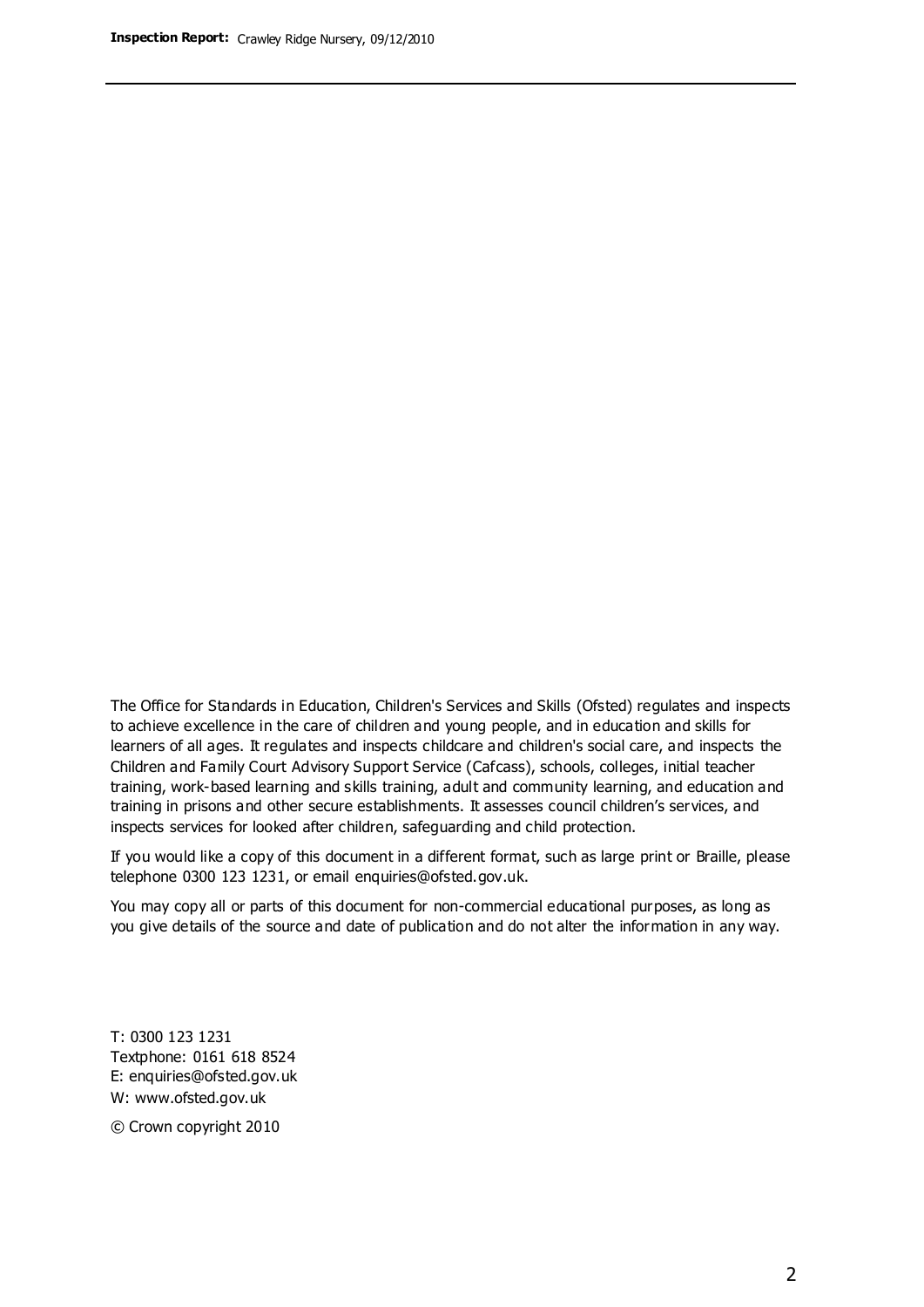The Office for Standards in Education, Children's Services and Skills (Ofsted) regulates and inspects to achieve excellence in the care of children and young people, and in education and skills for learners of all ages. It regulates and inspects childcare and children's social care, and inspects the Children and Family Court Advisory Support Service (Cafcass), schools, colleges, initial teacher training, work-based learning and skills training, adult and community learning, and education and training in prisons and other secure establishments. It assesses council children's services, and inspects services for looked after children, safeguarding and child protection.

If you would like a copy of this document in a different format, such as large print or Braille, please telephone 0300 123 1231, or email enquiries@ofsted.gov.uk.

You may copy all or parts of this document for non-commercial educational purposes, as long as you give details of the source and date of publication and do not alter the information in any way.

T: 0300 123 1231
Textphone: 0161 618 8524
E: enquiries@ofsted.gov.uk
W: www.ofsted.gov.uk

© Crown copyright 2010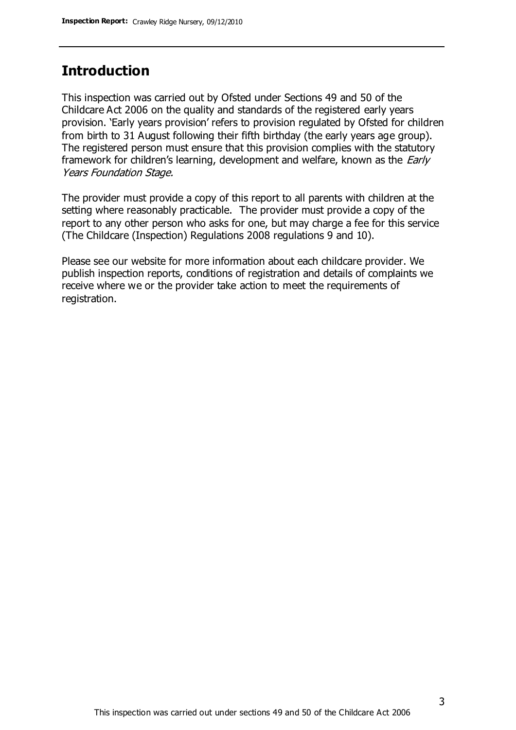## Introduction

This inspection was carried out by Ofsted under Sections 49 and 50 of the Childcare Act 2006 on the quality and standards of the registered early years provision. 'Early years provision' refers to provision regulated by Ofsted for children from birth to 31 August following their fifth birthday (the early years age group). The registered person must ensure that this provision complies with the statutory framework for children's learning, development and welfare, known as the *Early Years Foundation Stage.*

The provider must provide a copy of this report to all parents with children at the setting where reasonably practicable. The provider must provide a copy of the report to any other person who asks for one, but may charge a fee for this service (The Childcare (Inspection) Regulations 2008 regulations 9 and 10).

Please see our website for more information about each childcare provider. We publish inspection reports, conditions of registration and details of complaints we receive where we or the provider take action to meet the requirements of registration.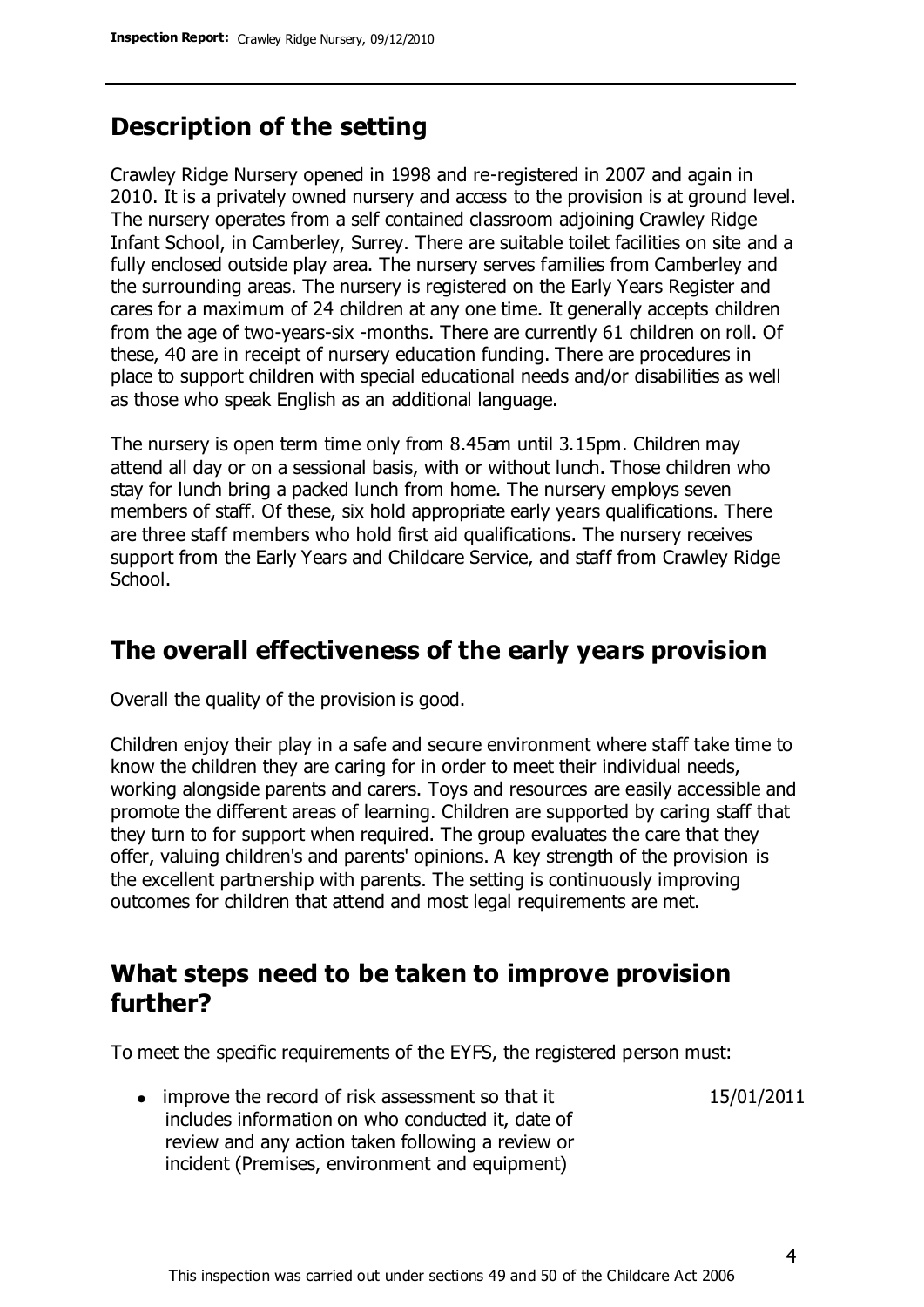## Description of the setting

Crawley Ridge Nursery opened in 1998 and re-registered in 2007 and again in 2010. It is a privately owned nursery and access to the provision is at ground level. The nursery operates from a self contained classroom adjoining Crawley Ridge Infant School, in Camberley, Surrey. There are suitable toilet facilities on site and a fully enclosed outside play area. The nursery serves families from Camberley and the surrounding areas. The nursery is registered on the Early Years Register and cares for a maximum of 24 children at any one time. It generally accepts children from the age of two-years-six -months. There are currently 61 children on roll. Of these, 40 are in receipt of nursery education funding. There are procedures in place to support children with special educational needs and/or disabilities as well as those who speak English as an additional language.

The nursery is open term time only from 8.45am until 3.15pm. Children may attend all day or on a sessional basis, with or without lunch. Those children who stay for lunch bring a packed lunch from home. The nursery employs seven members of staff. Of these, six hold appropriate early years qualifications. There are three staff members who hold first aid qualifications. The nursery receives support from the Early Years and Childcare Service, and staff from Crawley Ridge School.

## The overall effectiveness of the early years provision

Overall the quality of the provision is good.

Children enjoy their play in a safe and secure environment where staff take time to know the children they are caring for in order to meet their individual needs, working alongside parents and carers. Toys and resources are easily accessible and promote the different areas of learning. Children are supported by caring staff that they turn to for support when required. The group evaluates the care that they offer, valuing children's and parents' opinions. A key strength of the provision is the excellent partnership with parents. The setting is continuously improving outcomes for children that attend and most legal requirements are met.

## What steps need to be taken to improve provision further?

To meet the specific requirements of the EYFS, the registered person must:

| | |
|---|---|
| • improve the record of risk assessment so that it includes information on who conducted it, date of review and any action taken following a review or incident (Premises, environment and equipment) | 15/01/2011 |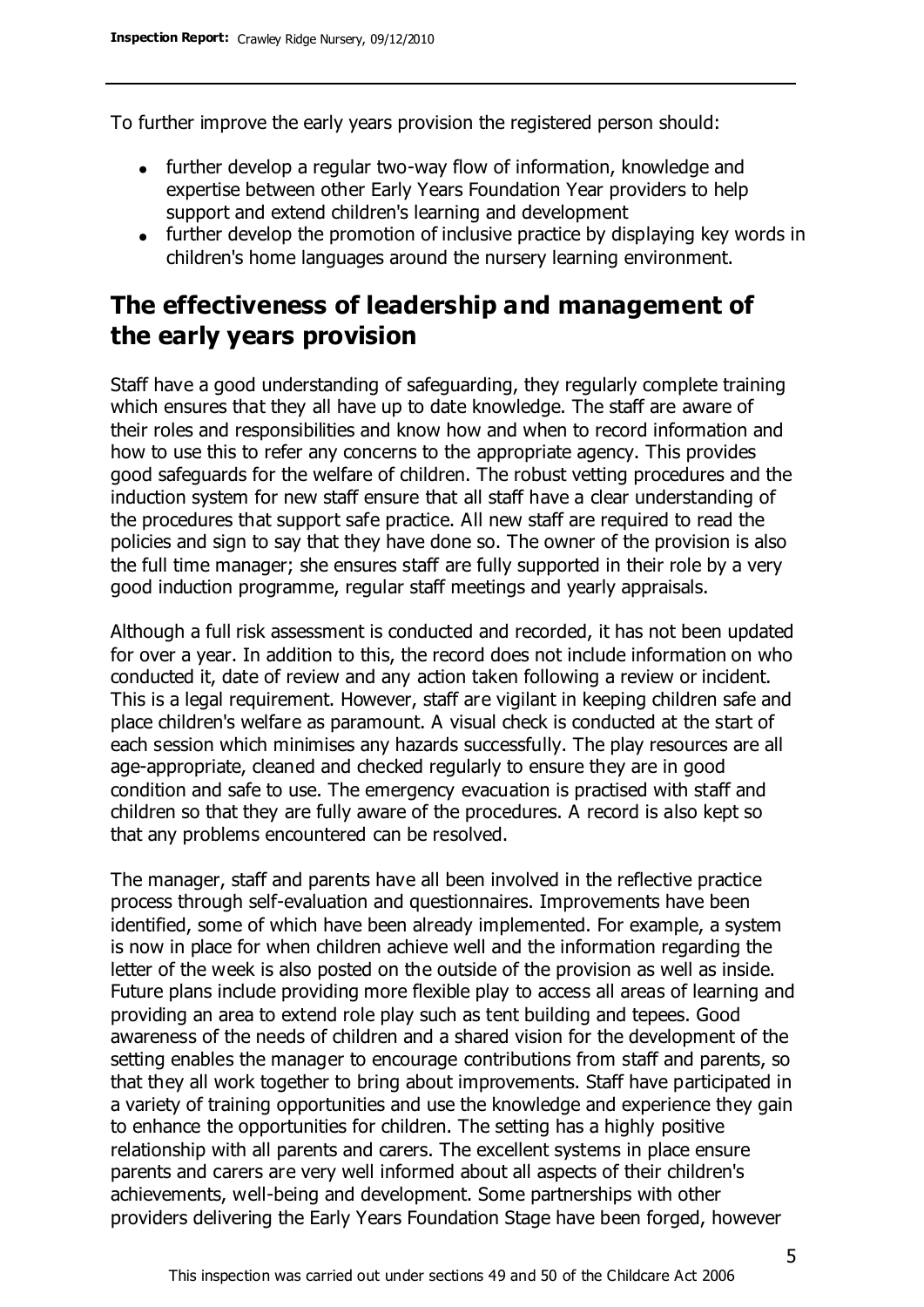To further improve the early years provision the registered person should:

- further develop a regular two-way flow of information, knowledge and expertise between other Early Years Foundation Year providers to help support and extend children's learning and development
- further develop the promotion of inclusive practice by displaying key words in children's home languages around the nursery learning environment.

## The effectiveness of leadership and management of the early years provision

Staff have a good understanding of safeguarding, they regularly complete training which ensures that they all have up to date knowledge. The staff are aware of their roles and responsibilities and know how and when to record information and how to use this to refer any concerns to the appropriate agency. This provides good safeguards for the welfare of children. The robust vetting procedures and the induction system for new staff ensure that all staff have a clear understanding of the procedures that support safe practice. All new staff are required to read the policies and sign to say that they have done so. The owner of the provision is also the full time manager; she ensures staff are fully supported in their role by a very good induction programme, regular staff meetings and yearly appraisals.

Although a full risk assessment is conducted and recorded, it has not been updated for over a year. In addition to this, the record does not include information on who conducted it, date of review and any action taken following a review or incident. This is a legal requirement. However, staff are vigilant in keeping children safe and place children's welfare as paramount. A visual check is conducted at the start of each session which minimises any hazards successfully. The play resources are all age-appropriate, cleaned and checked regularly to ensure they are in good condition and safe to use. The emergency evacuation is practised with staff and children so that they are fully aware of the procedures. A record is also kept so that any problems encountered can be resolved.

The manager, staff and parents have all been involved in the reflective practice process through self-evaluation and questionnaires. Improvements have been identified, some of which have been already implemented. For example, a system is now in place for when children achieve well and the information regarding the letter of the week is also posted on the outside of the provision as well as inside. Future plans include providing more flexible play to access all areas of learning and providing an area to extend role play such as tent building and tepees. Good awareness of the needs of children and a shared vision for the development of the setting enables the manager to encourage contributions from staff and parents, so that they all work together to bring about improvements. Staff have participated in a variety of training opportunities and use the knowledge and experience they gain to enhance the opportunities for children. The setting has a highly positive relationship with all parents and carers. The excellent systems in place ensure parents and carers are very well informed about all aspects of their children's achievements, well-being and development. Some partnerships with other providers delivering the Early Years Foundation Stage have been forged, however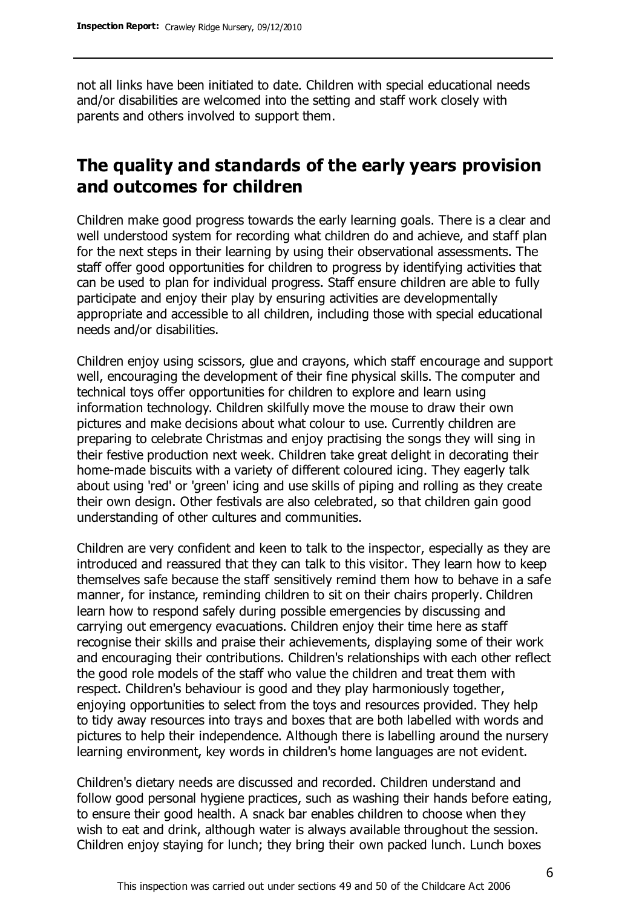not all links have been initiated to date. Children with special educational needs and/or disabilities are welcomed into the setting and staff work closely with parents and others involved to support them.

## The quality and standards of the early years provision and outcomes for children

Children make good progress towards the early learning goals. There is a clear and well understood system for recording what children do and achieve, and staff plan for the next steps in their learning by using their observational assessments. The staff offer good opportunities for children to progress by identifying activities that can be used to plan for individual progress. Staff ensure children are able to fully participate and enjoy their play by ensuring activities are developmentally appropriate and accessible to all children, including those with special educational needs and/or disabilities.

Children enjoy using scissors, glue and crayons, which staff encourage and support well, encouraging the development of their fine physical skills. The computer and technical toys offer opportunities for children to explore and learn using information technology. Children skilfully move the mouse to draw their own pictures and make decisions about what colour to use. Currently children are preparing to celebrate Christmas and enjoy practising the songs they will sing in their festive production next week. Children take great delight in decorating their home-made biscuits with a variety of different coloured icing. They eagerly talk about using 'red' or 'green' icing and use skills of piping and rolling as they create their own design. Other festivals are also celebrated, so that children gain good understanding of other cultures and communities.

Children are very confident and keen to talk to the inspector, especially as they are introduced and reassured that they can talk to this visitor. They learn how to keep themselves safe because the staff sensitively remind them how to behave in a safe manner, for instance, reminding children to sit on their chairs properly. Children learn how to respond safely during possible emergencies by discussing and carrying out emergency evacuations. Children enjoy their time here as staff recognise their skills and praise their achievements, displaying some of their work and encouraging their contributions. Children's relationships with each other reflect the good role models of the staff who value the children and treat them with respect. Children's behaviour is good and they play harmoniously together, enjoying opportunities to select from the toys and resources provided. They help to tidy away resources into trays and boxes that are both labelled with words and pictures to help their independence. Although there is labelling around the nursery learning environment, key words in children's home languages are not evident.

Children's dietary needs are discussed and recorded. Children understand and follow good personal hygiene practices, such as washing their hands before eating, to ensure their good health. A snack bar enables children to choose when they wish to eat and drink, although water is always available throughout the session. Children enjoy staying for lunch; they bring their own packed lunch. Lunch boxes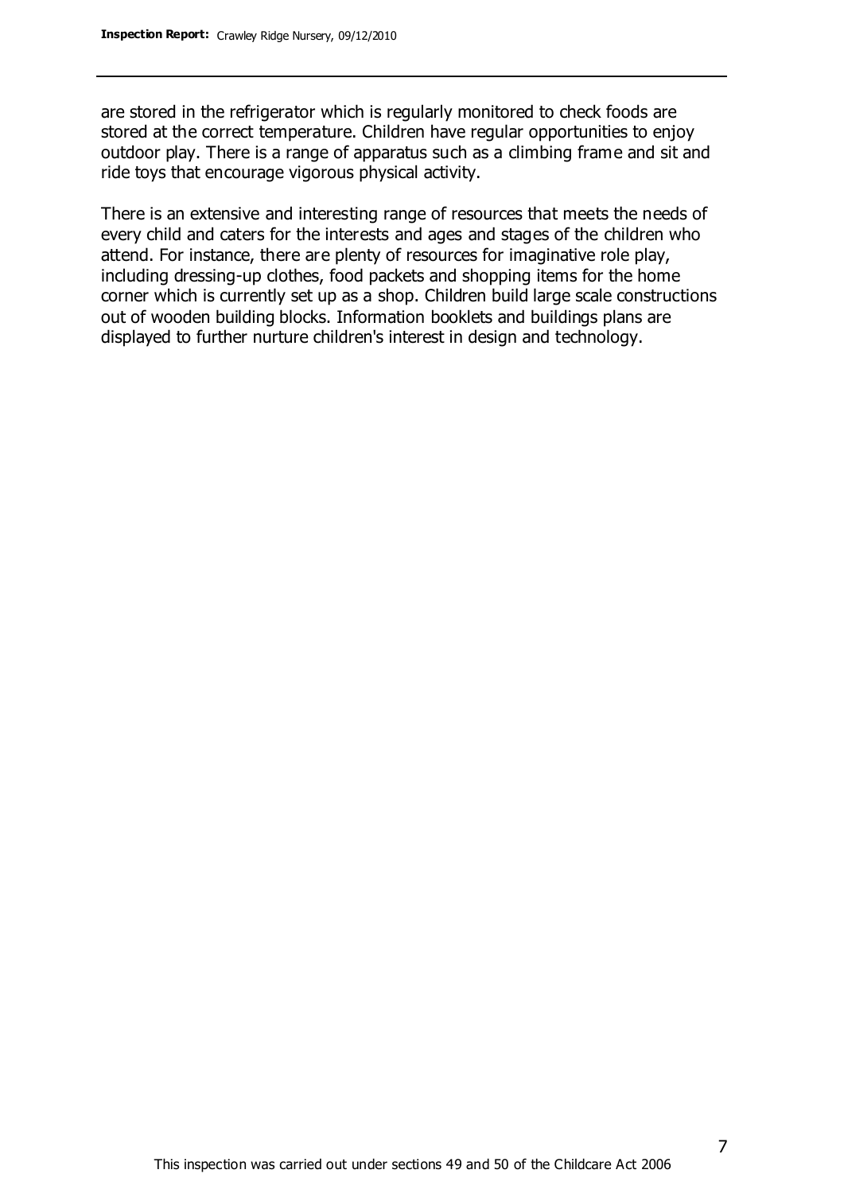are stored in the refrigerator which is regularly monitored to check foods are stored at the correct temperature. Children have regular opportunities to enjoy outdoor play. There is a range of apparatus such as a climbing frame and sit and ride toys that encourage vigorous physical activity.

There is an extensive and interesting range of resources that meets the needs of every child and caters for the interests and ages and stages of the children who attend. For instance, there are plenty of resources for imaginative role play, including dressing-up clothes, food packets and shopping items for the home corner which is currently set up as a shop. Children build large scale constructions out of wooden building blocks. Information booklets and buildings plans are displayed to further nurture children's interest in design and technology.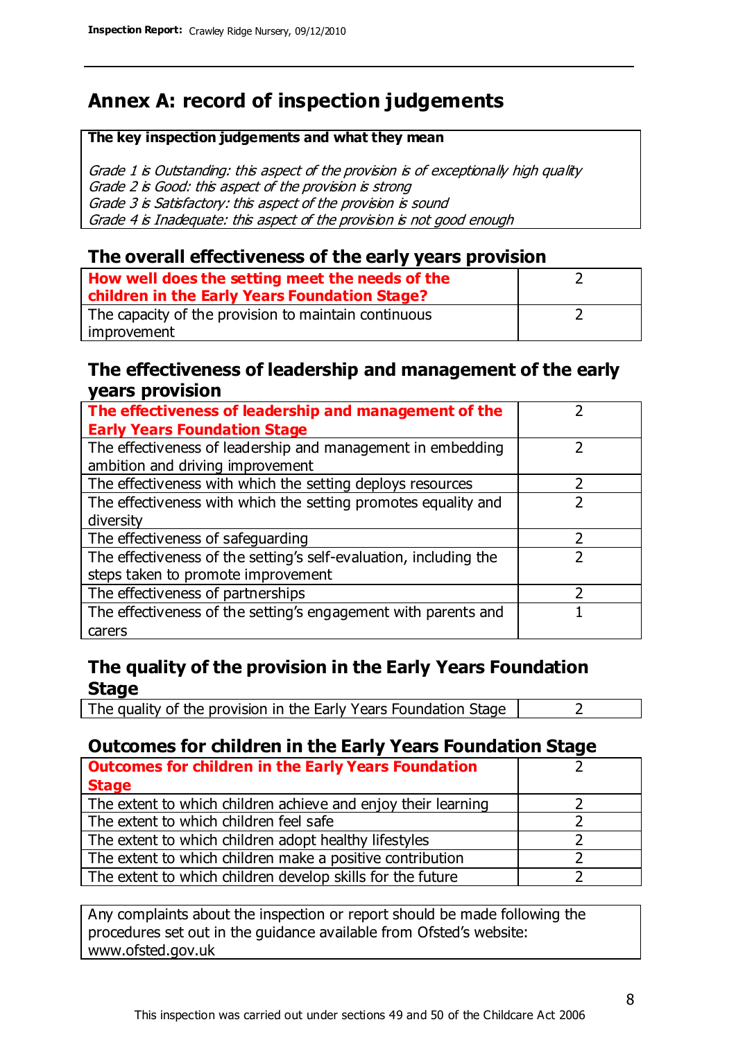# Annex A: record of inspection judgements

**The key inspection judgements and what they mean**

*Grade 1 is Outstanding: this aspect of the provision is of exceptionally high quality*
*Grade 2 is Good: this aspect of the provision is strong*
*Grade 3 is Satisfactory: this aspect of the provision is sound*
*Grade 4 is Inadequate: this aspect of the provision is not good enough*

## The overall effectiveness of the early years provision

| | |
|---|---|
| **How well does the setting meet the needs of the children in the Early Years Foundation Stage?** | 2 |
| The capacity of the provision to maintain continuous improvement | 2 |

## The effectiveness of leadership and management of the early years provision

| | |
|---|---|
| **The effectiveness of leadership and management of the Early Years Foundation Stage** | 2 |
| The effectiveness of leadership and management in embedding ambition and driving improvement | 2 |
| The effectiveness with which the setting deploys resources | 2 |
| The effectiveness with which the setting promotes equality and diversity | 2 |
| The effectiveness of safeguarding | 2 |
| The effectiveness of the setting's self-evaluation, including the steps taken to promote improvement | 2 |
| The effectiveness of partnerships | 2 |
| The effectiveness of the setting's engagement with parents and carers | 1 |

## The quality of the provision in the Early Years Foundation Stage

| | |
|---|---|
| The quality of the provision in the Early Years Foundation Stage | 2 |

## Outcomes for children in the Early Years Foundation Stage

| | |
|---|---|
| **Outcomes for children in the Early Years Foundation Stage** | 2 |
| The extent to which children achieve and enjoy their learning | 2 |
| The extent to which children feel safe | 2 |
| The extent to which children adopt healthy lifestyles | 2 |
| The extent to which children make a positive contribution | 2 |
| The extent to which children develop skills for the future | 2 |

Any complaints about the inspection or report should be made following the procedures set out in the guidance available from Ofsted's website: www.ofsted.gov.uk

This inspection was carried out under sections 49 and 50 of the Childcare Act 2006